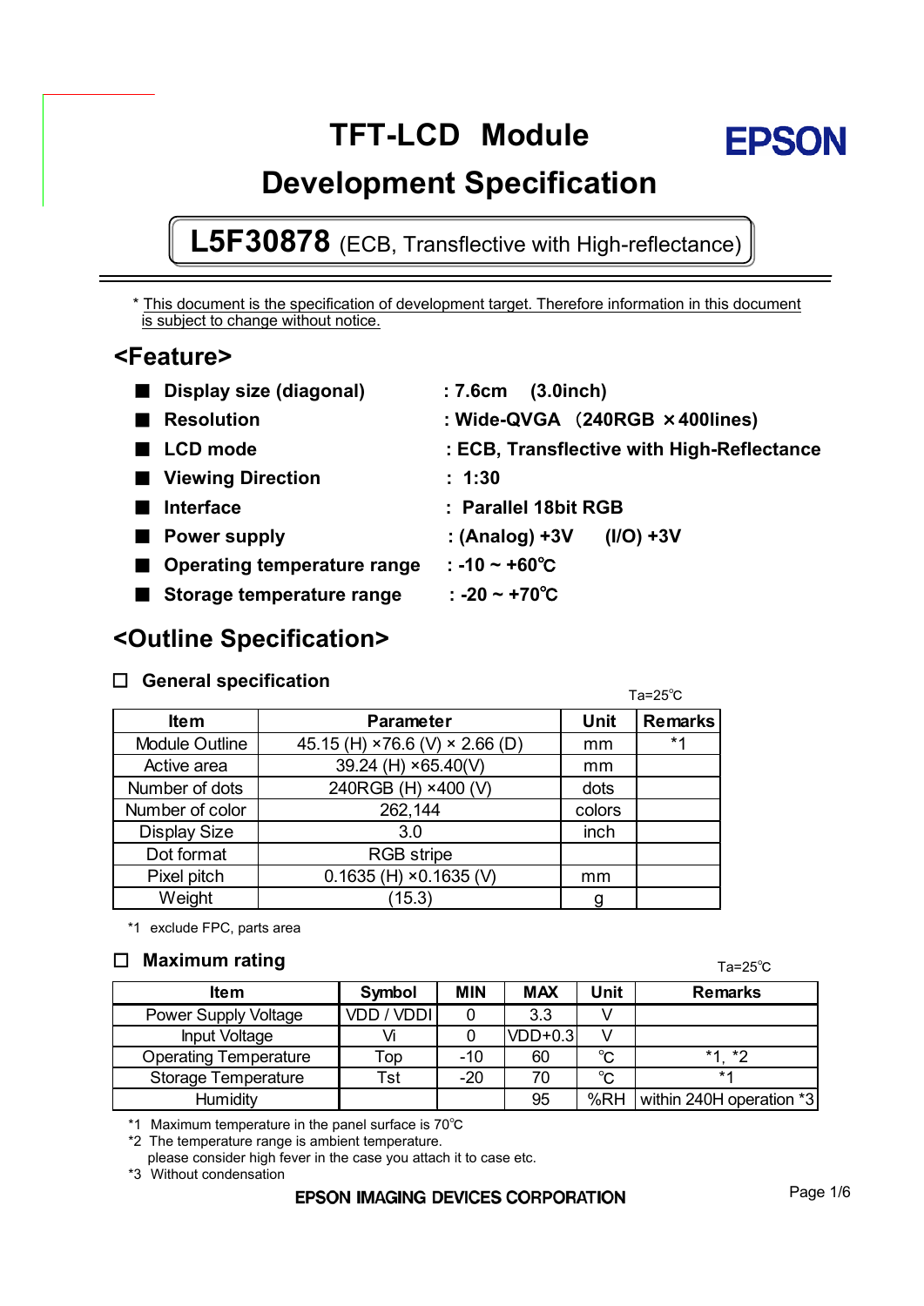# TFT-LCD Module Development Specification

EPSON

## L5F30878 (ECB, Transflective with High-reflectance)

* This document is the specification of development target. Therefore information in this document is subject to change without notice.

## <Feature>

- **Display size (diagonal)** : **7.6cm (3.0inch)**
- **Resolution** : **Wide-QVGA (240RGB ×400lines)**
- **LCD mode** : **ECB, Transflective with High-Reflectance**
- **Viewing Direction** : **1:30**
- **Interface** : **Parallel 18bit RGB**
- **Power supply** : **(Analog) +3V (I/O) +3V**
- **Operating temperature range** : **-10 ~ +60℃**
- **Storage temperature range** : **-20 ~ +70℃**

## <Outline Specification>

### ☐ General specification

Ta=25℃

| Item | Parameter | Unit | Remarks |
|---|---|---|---|
| Module Outline | 45.15 (H) ×76.6 (V) × 2.66 (D) | mm | *1 |
| Active area | 39.24 (H) ×65.40(V) | mm | |
| Number of dots | 240RGB (H) ×400 (V) | dots | |
| Number of color | 262,144 | colors | |
| Display Size | 3.0 | inch | |
| Dot format | RGB stripe | | |
| Pixel pitch | 0.1635 (H) ×0.1635 (V) | mm | |
| Weight | (15.3) | g | |

*1 exclude FPC, parts area

### ☐ Maximum rating

Ta=25℃

| Item | Symbol | MIN | MAX | Unit | Remarks |
|---|---|---|---|---|---|
| Power Supply Voltage | VDD / VDDI | 0 | 3.3 | V | |
| Input Voltage | Vi | 0 | VDD+0.3 | V | |
| Operating Temperature | Top | -10 | 60 | ℃ | *1, *2 |
| Storage Temperature | Tst | -20 | 70 | ℃ | *1 |
| Humidity | | | 95 | %RH | within 240H operation *3 |

*1 Maximum temperature in the panel surface is 70℃

*2 The temperature range is ambient temperature.
please consider high fever in the case you attach it to case etc.

*3 Without condensation

EPSON IMAGING DEVICES CORPORATION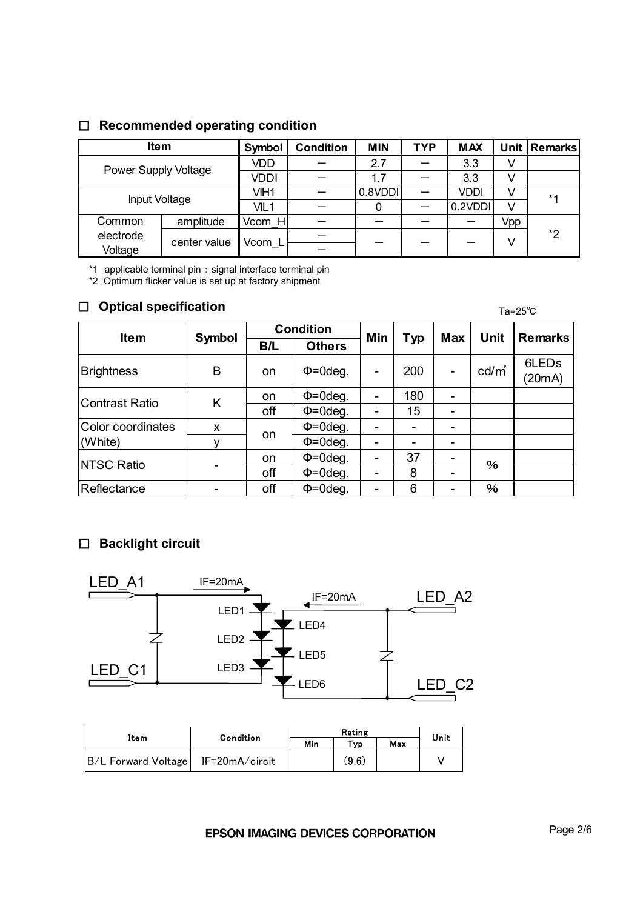## □ Recommended operating condition

| Item | | Symbol | Condition | MIN | TYP | MAX | Unit | Remarks |
|---|---|---|---|---|---|---|---|---|
| Power Supply Voltage | | VDD | — | 2.7 | — | 3.3 | V | |
| | | VDDI | — | 1.7 | — | 3.3 | V | |
| Input Voltage | | VIH1 | — | 0.8VDDI | — | VDDI | V | *1 |
| | | VIL1 | — | 0 | — | 0.2VDDI | V | |
| Common electrode Voltage | amplitude | Vcom_H | — | — | — | — | Vpp | *2 |
| | center value | Vcom_L | — | — | — | — | V | |
| | | | — | | | | | |

*1 applicable terminal pin : signal interface terminal pin

*2 Optimum flicker value is set up at factory shipment

## □ Optical specification

Ta=25℃

| Item | Symbol | Condition | | Min | Typ | Max | Unit | Remarks |
|---|---|---|---|---|---|---|---|---|
| | | B/L | Others | | | | | |
| Brightness | B | on | Φ=0deg. | - | 200 | - | cd/m² | 6LEDs (20mA) |
| Contrast Ratio | K | on | Φ=0deg. | - | 180 | - | | |
| | | off | Φ=0deg. | - | 15 | - | | |
| Color coordinates (White) | x | on | Φ=0deg. | - | - | - | | |
| | y | | Φ=0deg. | - | - | - | | |
| NTSC Ratio | - | on | Φ=0deg. | - | 37 | - | % | |
| | | off | Φ=0deg. | - | 8 | - | | |
| Reflectance | - | off | Φ=0deg. | - | 6 | - | % | |

## □ Backlight circuit

LED_A1 — IF=20mA — LED1, LED2, LED3 — LED_C1

LED_A2 — IF=20mA — LED4, LED5, LED6 — LED_C2

| Item | Condition | Rating | | | Unit |
|---|---|---|---|---|---|
| | | Min | Typ | Max | |
| B/L Forward Voltage | IF=20mA/circit | | (9.6) | | V |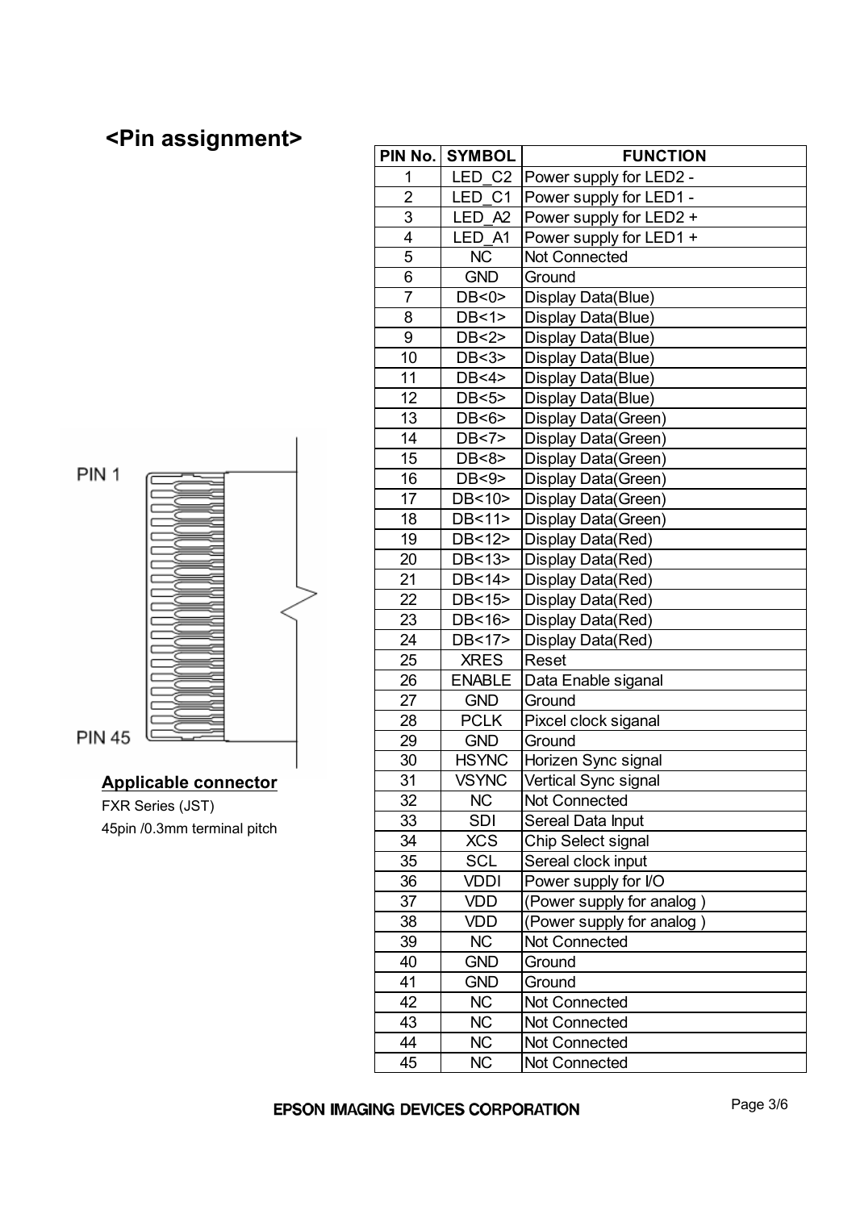# <Pin assignment>

PIN 1

PIN 45

**Applicable connector**

FXR Series (JST)
45pin /0.3mm terminal pitch

| PIN No. | SYMBOL | FUNCTION |
|---|---|---|
| 1 | LED_C2 | Power supply for LED2 - |
| 2 | LED_C1 | Power supply for LED1 - |
| 3 | LED_A2 | Power supply for LED2 + |
| 4 | LED_A1 | Power supply for LED1 + |
| 5 | NC | Not Connected |
| 6 | GND | Ground |
| 7 | DB<0> | Display Data(Blue) |
| 8 | DB<1> | Display Data(Blue) |
| 9 | DB<2> | Display Data(Blue) |
| 10 | DB<3> | Display Data(Blue) |
| 11 | DB<4> | Display Data(Blue) |
| 12 | DB<5> | Display Data(Blue) |
| 13 | DB<6> | Display Data(Green) |
| 14 | DB<7> | Display Data(Green) |
| 15 | DB<8> | Display Data(Green) |
| 16 | DB<9> | Display Data(Green) |
| 17 | DB<10> | Display Data(Green) |
| 18 | DB<11> | Display Data(Green) |
| 19 | DB<12> | Display Data(Red) |
| 20 | DB<13> | Display Data(Red) |
| 21 | DB<14> | Display Data(Red) |
| 22 | DB<15> | Display Data(Red) |
| 23 | DB<16> | Display Data(Red) |
| 24 | DB<17> | Display Data(Red) |
| 25 | XRES | Reset |
| 26 | ENABLE | Data Enable siganal |
| 27 | GND | Ground |
| 28 | PCLK | Pixcel clock siganal |
| 29 | GND | Ground |
| 30 | HSYNC | Horizen Sync signal |
| 31 | VSYNC | Vertical Sync signal |
| 32 | NC | Not Connected |
| 33 | SDI | Sereal Data Input |
| 34 | XCS | Chip Select signal |
| 35 | SCL | Sereal clock input |
| 36 | VDDI | Power supply for I/O |
| 37 | VDD | (Power supply for analog ) |
| 38 | VDD | (Power supply for analog ) |
| 39 | NC | Not Connected |
| 40 | GND | Ground |
| 41 | GND | Ground |
| 42 | NC | Not Connected |
| 43 | NC | Not Connected |
| 44 | NC | Not Connected |
| 45 | NC | Not Connected |

EPSON IMAGING DEVICES CORPORATION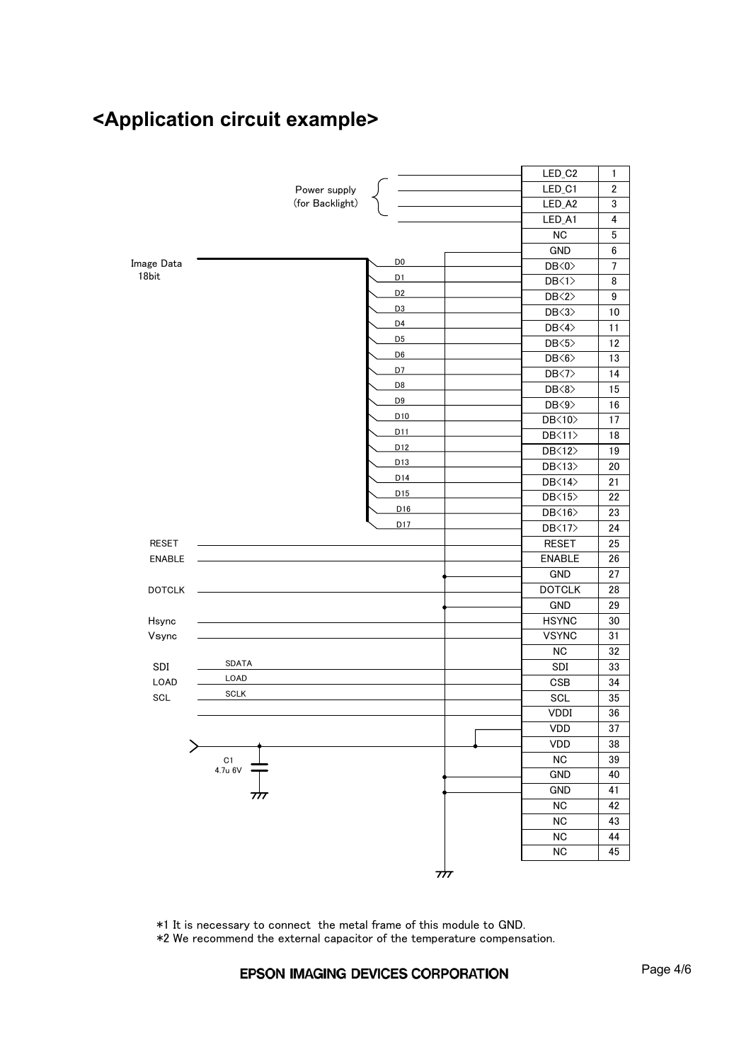## <Application circuit example>

Power supply (for Backlight)

Image Data 18bit

| Signal | Pin Name | No. |
|---|---|---|
| Power supply (for Backlight) | LED_C2 | 1 |
| Power supply (for Backlight) | LED_C1 | 2 |
| Power supply (for Backlight) | LED_A2 | 3 |
| Power supply (for Backlight) | LED_A1 | 4 |
| | NC | 5 |
| GND | GND | 6 |
| D0 | DB<0> | 7 |
| D1 | DB<1> | 8 |
| D2 | DB<2> | 9 |
| D3 | DB<3> | 10 |
| D4 | DB<4> | 11 |
| D5 | DB<5> | 12 |
| D6 | DB<6> | 13 |
| D7 | DB<7> | 14 |
| D8 | DB<8> | 15 |
| D9 | DB<9> | 16 |
| D10 | DB<10> | 17 |
| D11 | DB<11> | 18 |
| D12 | DB<12> | 19 |
| D13 | DB<13> | 20 |
| D14 | DB<14> | 21 |
| D15 | DB<15> | 22 |
| D16 | DB<16> | 23 |
| D17 | DB<17> | 24 |
| RESET | RESET | 25 |
| ENABLE | ENABLE | 26 |
| GND | GND | 27 |
| DOTCLK | DOTCLK | 28 |
| GND | GND | 29 |
| Hsync | HSYNC | 30 |
| Vsync | VSYNC | 31 |
| | NC | 32 |
| SDI (SDATA) | SDI | 33 |
| LOAD (LOAD) | CSB | 34 |
| SCL (SCLK) | SCL | 35 |
| | VDDI | 36 |
| VDD | VDD | 37 |
| VDD (C1 4.7u 6V to GND) | VDD | 38 |
| | NC | 39 |
| GND | GND | 40 |
| GND | GND | 41 |
| | NC | 42 |
| | NC | 43 |
| | NC | 44 |
| | NC | 45 |

C1 4.7u 6V

*1 It is necessary to connect the metal frame of this module to GND.
*2 We recommend the external capacitor of the temperature compensation.

EPSON IMAGING DEVICES CORPORATION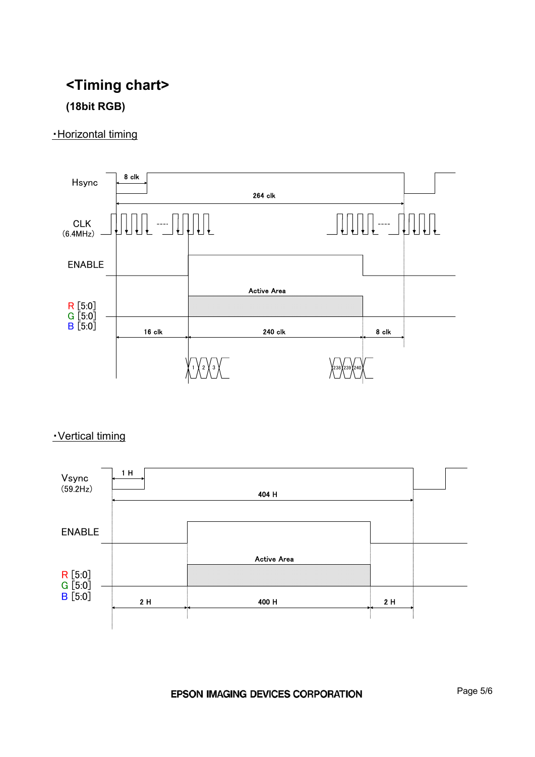# <Timing chart>

## (18bit RGB)

・Horizontal timing

Hsync

8 clk

264 clk

CLK (6.4MHz)

ENABLE

Active Area

R [5:0]
G [5:0]
B [5:0]

16 clk

240 clk

8 clk

1 2 3

238 239 240

・Vertical timing

Vsync (59.2Hz)

1 H

404 H

ENABLE

Active Area

R [5:0]
G [5:0]
B [5:0]

2 H

400 H

2 H

EPSON IMAGING DEVICES CORPORATION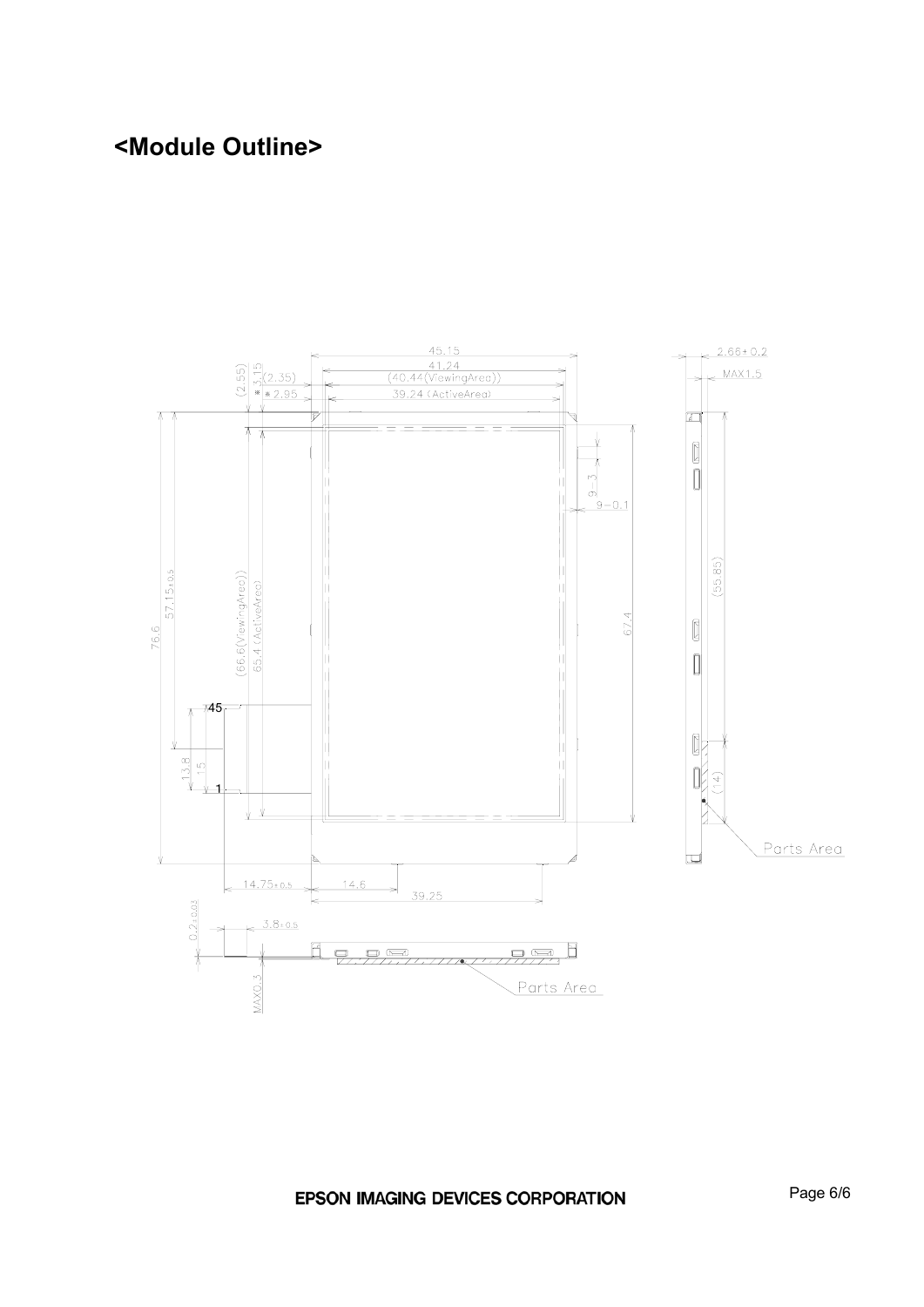## <Module Outline>

45.15
41.24
(40.44(ViewingArea))
39.24 (ActiveArea)
(2.55)
3.15
(2.35)
* 2.95
2.66±0.2
MAX1.5
9-3
9-0.1
76.6
57.15±0.5
(66.6(ViewingArea))
65.4 (ActiveArea)
67.4
(55.85)
45
1
13.8
15
(14)
Parts Area
14.75±0.5
14.6
39.25
0.2±0.03
3.8±0.5
MAX0.3
Parts Area